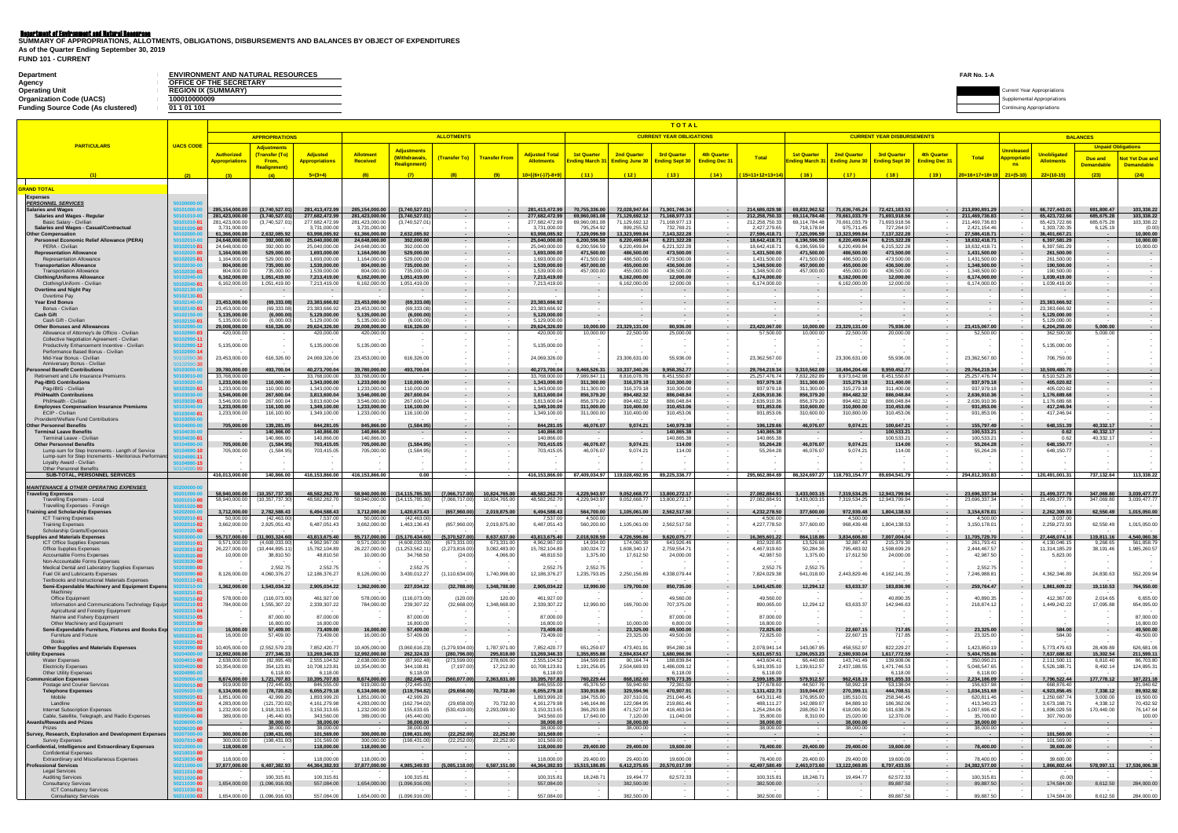**Department of Environment and Natural Resources**

**SUMMARY OF APPROPRIATIONS, ALLOTMENTS, OBLIGATIONS, DISBURSEMENTS AND BALANCES BY OBJECT OF EXPENDITURES**

**As of the Quarter Ending September 30, 2019**

**FUND 101 - CURRENT**

FAR No. 1-A

| | | |
|---|---|---|
| Department | : | ENVIRONMENT AND NATURAL RESOURCES |
| Agency | : | OFFICE OF THE SECRETARY |
| Operating Unit | : | REGION IX (SUMMARY) |
| Organization Code (UACS) | : | 100010000009 |
| Funding Source Code (As clustered) | : | 01 1 01 101 |

Current Year Appropriations
Supplemental Appropriations
Continuing Appropriations

| PARTICULARS | UACS CODE | APPROPRIATIONS | | | ALLOTMENTS | | | | | TOTAL: CURRENT YEAR OBLIGATIONS | | | | | CURRENT YEAR DISBURSEMENTS | | | | | BALANCES | | | |
|---|---|---|---|---|---|---|---|---|---|---|---|---|---|---|---|---|---|---|---|---|---|---|---|
| | | Authorized Appropriations | Adjustments (Transfer (To) From, Realignment) | Adjusted Appropriations | Allotment Received | Adjustments (Withdrawals, Realignment) | Transfer To | Transfer From | Adjusted Total Allotments | 1st Quarter Ending March 31 | 2nd Quarter Ending June 30 | 3rd Quarter Ending Sept 30 | 4th Quarter Ending Dec 31 | Total | 1st Quarter Ending March 31 | 2nd Quarter Ending June 30 | 3rd Quarter Ending Sept 30 | 4th Quarter Ending Dec 31 | Total | Unreleased Appropriations | Unobligated Allotments | Unpaid Obligations: Due and Demandable | Unpaid Obligations: Not Yet Due and Demandable |
| (1) | (2) | (3) | (4) | 5=(3+4) | (6) | (7) | (8) | (9) | 10=[(6+(-)7)-8+9] | (11) | (12) | (13) | (14) | 15=11+12+13+14 | (16) | (17) | (18) | (19) | 20=16+17+18+19 | 21=(5-10) | 22=(10-15) | (23) | (24) |
| **GRAND TOTAL** | | | | | | | | | | | | | | | | | | | | | | | |
| **Expenses** | | | | | | | | | | | | | | | | | | | | | | | |
| ***PERSONNEL SERVICES*** | 50100000-00 | | | | | | | | | | | | | | | | | | | | | | |
| **Salaries and Wages** | 50101000-00 | 285,154,000.00 | (3,740,527.01) | 281,413,472.99 | 285,154,000.00 | (3,740,527.01) | - | - | 281,413,472.99 | 70,755,336.00 | 72,028,947.64 | 71,901,746.34 | - | 214,686,029.98 | 69,832,962.52 | 71,636,745.24 | 72,421,183.53 | - | 213,890,891.29 | - | 66,727,443.01 | 691,800.47 | 103,338.22 |
| **Salaries and Wages - Regular** | 50101010-00 | 281,423,000.00 | (3,740,527.01) | 277,682,472.99 | 281,423,000.00 | (3,740,527.01) | - | - | 277,682,472.99 | 69,960,081.08 | 71,129,692.12 | 71,168,977.13 | - | 212,258,750.33 | 69,114,784.48 | 70,661,033.79 | 71,693,918.56 | - | 211,469,736.83 | - | 65,423,722.66 | 685,675.28 | 103,338.22 |
| Basic Salary - Civilian | 50101010-01 | 281,423,000.00 | (3,740,527.01) | 277,682,472.99 | 281,423,000.00 | (3,740,527.01) | - | - | 277,682,472.99 | 69,960,081.08 | 71,129,692.12 | 71,168,977.13 | - | 212,258,750.33 | 69,114,784.48 | 70,661,033.79 | 71,693,918.56 | - | 211,469,736.83 | - | 65,423,722.66 | 685,675.28 | 103,338.22 |
| **Salaries and Wages - Casual/Contractual** | 50101020-00 | 3,731,000.00 | - | 3,731,000.00 | 3,731,000.00 | - | - | - | 3,731,000.00 | 795,254.92 | 899,255.52 | 732,769.21 | - | 2,427,279.65 | 718,178.04 | 975,711.45 | 727,264.97 | - | 2,421,154.46 | - | 1,303,720.35 | 6,125.19 | (0.00) |
| **Other Compensation** | 50102000-00 | 61,366,000.00 | 2,632,085.92 | 63,998,085.92 | 61,366,000.00 | 2,632,085.92 | - | - | 63,998,085.92 | 7,129,096.59 | 13,323,999.84 | 7,143,322.28 | - | 27,596,418.71 | 7,125,096.59 | 13,323,999.84 | 7,137,322.28 | - | 27,586,418.71 | - | 36,401,667.21 | - | 10,000.00 |
| **Personnel Economic Relief Allowance (PERA)** | 50102010-00 | 24,648,000.00 | 392,000.00 | 25,040,000.00 | 24,648,000.00 | 392,000.00 | - | - | 25,040,000.00 | 6,200,596.59 | 6,220,499.84 | 6,221,322.28 | - | 18,642,418.71 | 6,196,596.59 | 6,220,499.84 | 6,215,322.28 | - | 18,632,418.71 | - | 6,397,581.29 | - | 10,000.00 |
| PERA - Civilian | 50102010-01 | 24,648,000.00 | 392,000.00 | 25,040,000.00 | 24,648,000.00 | 392,000.00 | - | - | 25,040,000.00 | 6,200,596.59 | 6,220,499.84 | 6,221,322.28 | - | 18,642,418.71 | 6,196,596.59 | 6,220,499.84 | 6,215,322.28 | - | 18,632,418.71 | - | 6,397,581.29 | - | 10,000.00 |
| **Representation Allowance** | 50102020-00 | 1,164,000.00 | 529,000.00 | 1,693,000.00 | 1,164,000.00 | 529,000.00 | - | - | 1,693,000.00 | 471,500.00 | 486,500.00 | 473,500.00 | - | 1,431,500.00 | 471,500.00 | 486,500.00 | 473,500.00 | - | 1,431,500.00 | - | 261,500.00 | - | - |
| Representation Allowance | 50102020-01 | 1,164,000.00 | 529,000.00 | 1,693,000.00 | 1,164,000.00 | 529,000.00 | - | - | 1,693,000.00 | 471,500.00 | 486,500.00 | 473,500.00 | - | 1,431,500.00 | 471,500.00 | 486,500.00 | 473,500.00 | - | 1,431,500.00 | - | 261,500.00 | - | - |
| **Transportation Allowance** | 50102030-00 | 804,000.00 | 735,000.00 | 1,539,000.00 | 804,000.00 | 735,000.00 | - | - | 1,539,000.00 | 457,000.00 | 455,000.00 | 436,500.00 | - | 1,348,500.00 | 457,000.00 | 455,000.00 | 436,500.00 | - | 1,348,500.00 | - | 190,500.00 | - | - |
| Transportation Allowance | 50102030-01 | 804,000.00 | 735,000.00 | 1,539,000.00 | 804,000.00 | 735,000.00 | - | - | 1,539,000.00 | 457,000.00 | 455,000.00 | 436,500.00 | - | 1,348,500.00 | 457,000.00 | 455,000.00 | 436,500.00 | - | 1,348,500.00 | - | 190,500.00 | - | - |
| **Clothing/Uniform Allowance** | 50102040-00 | 6,162,000.00 | 1,051,419.00 | 7,213,419.00 | 6,162,000.00 | 1,051,419.00 | - | - | 7,213,419.00 | - | 6,162,000.00 | 12,000.00 | - | 6,174,000.00 | - | 6,162,000.00 | 12,000.00 | - | 6,174,000.00 | - | 1,039,419.00 | - | - |
| Clothing/Uniform - Civilian | 50102040-01 | 6,162,000.00 | 1,051,419.00 | 7,213,419.00 | 6,162,000.00 | 1,051,419.00 | - | - | 7,213,419.00 | - | 6,162,000.00 | 12,000.00 | - | 6,174,000.00 | - | 6,162,000.00 | 12,000.00 | - | 6,174,000.00 | - | 1,039,419.00 | - | - |
| **Overtime and Night Pay** | 50102130-00 | - | - | - | - | - | - | - | - | - | - | - | - | - | - | - | - | - | - | - | - | - | - |
| Overtime Pay | 50102130-01 | - | - | - | - | - | - | - | - | - | - | - | - | - | - | - | - | - | - | - | - | - | - |
| **Year End Bonus** | 50102140-00 | 23,453,000.00 | (69,333.08) | 23,383,666.92 | 23,453,000.00 | (69,333.08) | - | - | 23,383,666.92 | - | - | - | - | - | - | - | - | - | - | - | 23,383,666.92 | - | - |
| Bonus - Civilian | 50102140-01 | 23,453,000.00 | (69,333.08) | 23,383,666.92 | 23,453,000.00 | (69,333.08) | - | - | 23,383,666.92 | - | - | - | - | - | - | - | - | - | - | - | 23,383,666.92 | - | - |
| **Cash Gift** | 50102150-00 | 5,135,000.00 | (6,000.00) | 5,129,000.00 | 5,135,000.00 | (6,000.00) | - | - | 5,129,000.00 | - | - | - | - | - | - | - | - | - | - | - | 5,129,000.00 | - | - |
| Cash Gift - Civilian | 50102150-01 | 5,135,000.00 | (6,000.00) | 5,129,000.00 | 5,135,000.00 | (6,000.00) | - | - | 5,129,000.00 | - | - | - | - | - | - | - | - | - | - | - | 5,129,000.00 | - | - |
| **Other Bonuses and Allowances** | 50102990-00 | 29,008,000.00 | 616,326.00 | 29,624,326.00 | 29,008,000.00 | 616,326.00 | - | - | 29,624,326.00 | 10,000.00 | 23,329,131.00 | 80,936.00 | - | 23,420,067.00 | 10,000.00 | 23,329,131.00 | 75,936.00 | - | 23,415,067.00 | - | 6,204,259.00 | 5,000.00 | - |
| Allowance of Attorney's de Officio - Civilian | 50102990-01 | 420,000.00 | - | 420,000.00 | 420,000.00 | - | - | - | 420,000.00 | 10,000.00 | 22,500.00 | 25,000.00 | - | 57,500.00 | 10,000.00 | 22,500.00 | 20,000.00 | - | 52,500.00 | - | 362,500.00 | 5,000.00 | - |
| Collective Negotiation Agreement - Civilian | 50102990-11 | - | - | - | - | - | - | - | - | - | - | - | - | - | - | - | - | - | - | - | - | - | - |
| Productivity Enhancement Incentive - Civilian | 50102990-12 | 5,135,000.00 | - | 5,135,000.00 | 5,135,000.00 | - | - | - | 5,135,000.00 | - | - | - | - | - | - | - | - | - | - | - | 5,135,000.00 | - | - |
| Performance Based Bonus - Civilian | 50102990-14 | - | - | - | - | - | - | - | - | - | - | - | - | - | - | - | - | - | - | - | - | - | - |
| Mid-Year Bonus - Civilian | 50102990-36 | 23,453,000.00 | 616,326.00 | 24,069,326.00 | 23,453,000.00 | 616,326.00 | - | - | 24,069,326.00 | - | 23,306,631.00 | 55,936.00 | - | 23,362,567.00 | - | 23,306,631.00 | 55,936.00 | - | 23,362,567.00 | - | 706,759.00 | - | - |
| Anniversary Bonus - Civilian | 50102990-38 | - | - | - | - | - | - | - | - | - | - | - | - | - | - | - | - | - | - | - | - | - | - |
| **Personnel Benefit Contributions** | 50103000-00 | 39,780,000.00 | 493,700.04 | 40,273,700.04 | 39,780,000.00 | 493,700.04 | - | - | 40,273,700.04 | 9,468,526.31 | 10,337,340.26 | 9,958,352.77 | - | 29,764,219.34 | 9,310,562.09 | 10,494,204.48 | 9,959,452.77 | - | 29,764,219.34 | - | 10,509,480.70 | - | - |
| Retirement and Life Insurance Premiums | 50103010-00 | 33,768,000.00 | - | 33,768,000.00 | 33,768,000.00 | - | - | - | 33,768,000.00 | 7,989,847.11 | 8,816,078.76 | 8,451,550.87 | - | 25,257,476.74 | 7,832,282.89 | 8,973,642.98 | 8,451,550.87 | - | 25,257,476.74 | - | 8,510,523.26 | - | - |
| **Pag-IBIG Contributions** | 50103020-00 | 1,233,000.00 | 110,000.00 | 1,343,000.00 | 1,233,000.00 | 110,000.00 | - | - | 1,343,000.00 | 311,300.00 | 316,379.18 | 310,300.00 | - | 937,979.18 | 311,300.00 | 315,279.18 | 311,400.00 | - | 937,979.18 | - | 405,020.82 | - | - |
| Pag-IBIG - Civilian | 50103020-01 | 1,233,000.00 | 110,000.00 | 1,343,000.00 | 1,233,000.00 | 110,000.00 | - | - | 1,343,000.00 | 311,300.00 | 316,379.18 | 310,300.00 | - | 937,979.18 | 311,300.00 | 315,279.18 | 311,400.00 | - | 937,979.18 | - | 405,020.82 | - | - |
| **PhilHealth Contributions** | 50103030-00 | 3,546,000.00 | 267,600.04 | 3,813,600.04 | 3,546,000.00 | 267,600.04 | - | - | 3,813,600.04 | 856,379.20 | 894,482.82 | 886,048.84 | - | 2,636,910.36 | 856,379.20 | 894,482.82 | 886,048.84 | - | 2,636,910.36 | - | 1,176,689.68 | - | - |
| PhilHealth - Civilian | 50103030-01 | 3,546,000.00 | 267,600.04 | 3,813,600.04 | 3,546,000.00 | 267,600.04 | - | - | 3,813,600.04 | 856,379.20 | 894,482.82 | 886,048.84 | - | 2,636,910.36 | 856,379.20 | 894,482.82 | 886,048.84 | - | 2,636,910.36 | - | 1,176,689.68 | - | - |
| **Employees Compensation Insurance Premiums** | 50103040-00 | 1,233,000.00 | 116,100.00 | 1,349,100.00 | 1,233,000.00 | 116,100.00 | - | - | 1,349,100.00 | 311,000.00 | 310,400.00 | 310,453.06 | - | 931,853.06 | 310,600.00 | 310,800.00 | 310,453.06 | - | 931,853.06 | - | 417,246.94 | - | - |
| ECIP - Civilian | 50103040-01 | 1,233,000.00 | 116,100.00 | 1,349,100.00 | 1,233,000.00 | 116,100.00 | - | - | 1,349,100.00 | 311,000.00 | 310,400.00 | 310,453.06 | - | 931,853.06 | 310,600.00 | 310,800.00 | 310,453.06 | - | 931,853.06 | - | 417,246.94 | - | - |
| Provident/Welfare Fund Contributions | 50103050-00 | - | - | - | - | - | - | - | - | - | - | - | - | - | - | - | - | - | - | - | - | - | - |
| **Other Personnel Benefits** | 50104000-00 | 705,000.00 | 139,281.05 | 844,281.05 | 845,866.00 | (1,584.95) | - | - | 844,281.05 | 46,076.07 | 9,074.21 | 140,979.38 | - | 196,129.66 | 46,076.07 | 9,074.21 | 100,647.21 | - | 155,797.49 | - | 648,151.39 | 40,332.17 | - |
| **Terminal Leave Benefits** | 50104030-00 | - | 140,866.00 | 140,866.00 | 140,866.00 | - | - | - | 140,866.00 | - | - | 140,865.38 | - | 140,865.38 | - | - | 100,533.21 | - | 100,533.21 | - | 0.62 | 40,332.17 | - |
| Terminal Leave - Civilian | 50104030-01 | - | 140,866.00 | 140,866.00 | 140,866.00 | - | - | - | 140,866.00 | - | - | 140,865.38 | - | 140,865.38 | - | - | 100,533.21 | - | 100,533.21 | - | 0.62 | 40,332.17 | - |
| **Other Personnel Benefits** | 50104990-00 | 705,000.00 | (1,584.95) | 703,415.05 | 705,000.00 | (1,584.95) | - | - | 703,415.05 | 46,076.07 | 9,074.21 | 114.00 | - | 55,264.28 | 46,076.07 | 9,074.21 | 114.00 | - | 55,264.28 | - | 648,150.77 | - | - |
| Lump-sum for Step Increments - Length of Service | 50104990-10 | 705,000.00 | (1,584.95) | 703,415.05 | 705,000.00 | (1,584.95) | - | - | 703,415.05 | 46,076.07 | 9,074.21 | 114.00 | - | 55,264.28 | 46,076.07 | 9,074.21 | 114.00 | - | 55,264.28 | - | 648,150.77 | - | - |
| Lump-sum for Step Increments - Meritorious Performance | 50104990-11 | - | - | - | - | - | - | - | - | - | - | - | - | - | - | - | - | - | - | - | - | - | - |
| Loyalty Award - Civilian | 50104990-15 | - | - | - | - | - | - | - | - | - | - | - | - | - | - | - | - | - | - | - | - | - | - |
| Other Personnel Benefits | 50104990-99 | - | - | - | - | - | - | - | - | - | - | - | - | - | - | - | - | - | - | - | - | - | - |
| **SUB-TOTAL, PERSONNEL SERVICES** | | 416,013,000.00 | 140,866.00 | 416,153,866.00 | 416,153,866.00 | 0.00 | - | - | 416,153,866.00 | 87,409,034.97 | 119,028,492.95 | 89,225,336.77 | - | 295,662,864.69 | 86,324,697.27 | 118,793,154.77 | 89,694,541.79 | - | 294,812,393.83 | - | 120,491,001.31 | 737,132.64 | 113,338.22 |
| ***MAINTENANCE & OTHER OPERATING EXPENSES*** | 50200000-00 | | | | | | | | | | | | | | | | | | | | | | |
| **Traveling Expenses** | 50201000-00 | 58,940,000.00 | (10,357,737.30) | 48,582,262.70 | 58,940,000.00 | (14,115,785.30) | (7,066,717.00) | 10,824,765.00 | 48,582,262.70 | 4,229,943.97 | 9,052,668.77 | 13,800,272.17 | - | 27,082,884.91 | 3,433,003.15 | 7,319,534.25 | 12,943,799.94 | - | 23,696,337.34 | - | 21,499,377.79 | 347,069.80 | 3,039,477.77 |
| Traveling Expenses - Local | 50201010-00 | 58,940,000.00 | (10,357,737.30) | 48,582,262.70 | 58,940,000.00 | (14,115,785.30) | (7,066,717.00) | 10,824,765.00 | 48,582,262.70 | 4,229,943.97 | 9,052,668.77 | 13,800,272.17 | - | 27,082,884.91 | 3,433,003.15 | 7,319,534.25 | 12,943,799.94 | - | 23,696,337.34 | - | 21,499,377.79 | 347,069.80 | 3,039,477.77 |
| Traveling Expenses - Foreign | 50201020-00 | - | - | - | - | - | - | - | - | - | - | - | - | - | - | - | - | - | - | - | - | - | - |
| **Training and Scholarship Expenses** | 50202000-00 | 3,712,000.00 | 2,782,588.43 | 6,494,588.43 | 3,712,000.00 | 1,420,673.43 | (657,960.00) | 2,019,875.00 | 6,494,588.43 | 564,700.00 | 1,105,061.00 | 2,562,517.50 | - | 4,232,278.50 | 377,600.00 | 972,039.48 | 1,804,138.53 | - | 3,154,678.01 | - | 2,262,309.93 | 62,550.49 | 1,015,050.00 |
| ICT Training Expenses | 50202010-01 | 50,000.00 | (42,463.00) | 7,537.00 | 50,000.00 | (42,463.00) | - | - | 7,537.00 | 4,500.00 | - | - | - | 4,500.00 | - | 4,500.00 | - | - | 4,500.00 | - | 3,037.00 | - | - |
| Training Expenses | 50202010-02 | 3,662,000.00 | 2,825,051.43 | 6,487,051.43 | 3,662,000.00 | 1,463,136.43 | (657,960.00) | 2,019,875.00 | 6,487,051.43 | 560,200.00 | 1,105,061.00 | 2,562,517.50 | - | 4,227,778.50 | 377,600.00 | 967,539.48 | 1,804,138.53 | - | 3,150,178.01 | - | 2,259,272.93 | 62,550.49 | 1,015,050.00 |
| Scholarship Grants/Expenses | 50202020-00 | - | - | - | - | - | - | - | - | - | - | - | - | - | - | - | - | - | - | - | - | - | - |
| **Supplies and Materials Expenses** | 50203000-00 | 55,717,000.00 | (11,903,324.60) | 43,813,675.40 | 55,717,000.00 | (15,170,434.60) | (5,370,527.00) | 8,637,637.00 | 43,813,675.40 | 2,018,928.59 | 4,726,596.86 | 9,620,075.77 | - | 16,365,601.22 | 864,118.86 | 3,834,606.80 | 7,007,004.04 | - | 11,705,729.70 | - | 27,448,074.18 | 119,811.16 | 4,540,060.36 |
| ICT Office Supplies | 50203010-01 | 9,571,000.00 | (4,608,033.00) | 4,962,967.00 | 9,571,000.00 | (4,608,033.00) | (673,331.00) | 673,331.00 | 4,962,967.00 | 14,934.00 | 174,060.39 | 643,926.46 | - | 832,920.85 | 13,526.68 | 32,887.43 | 215,379.30 | - | 261,793.41 | - | 4,130,046.15 | 9,268.65 | 561,858.79 |
| Office Supplies Expenses | 50203010-02 | 26,227,000.00 | (10,444,895.11) | 15,782,104.89 | 26,227,000.00 | (11,253,562.11) | (2,273,816.00) | 3,082,483.00 | 15,782,104.89 | 100,024.72 | 1,608,340.17 | 2,759,554.71 | - | 4,467,919.60 | 50,284.36 | 795,483.92 | 1,598,699.29 | - | 2,444,467.57 | - | 11,314,185.29 | 38,191.46 | 1,985,260.57 |
| Accountable Forms Expenses | 50203020-00 | 10,000.00 | 38,810.50 | 48,810.50 | 10,000.00 | 34,768.50 | (24.00) | 4,066.00 | 48,810.50 | 1,375.00 | 17,612.50 | 24,000.00 | - | 42,987.50 | 1,375.00 | 17,612.50 | 24,000.00 | - | 42,987.50 | - | 5,823.00 | - | - |
| Non-Accountable Forms Expenses | 50203030-00 | - | - | - | - | - | - | - | - | - | - | - | - | - | - | - | - | - | - | - | - | - | - |
| Medical Dental and Laboratory Supplies Expenses | 50203080-00 | - | 2,552.75 | 2,552.75 | - | 2,552.75 | - | - | 2,552.75 | 2,552.75 | - | - | - | 2,552.75 | 2,552.75 | - | - | - | 2,552.75 | - | - | - | - |
| Fuel Oil and Lubricants Expenses | 50203090-00 | 8,126,000.00 | 4,060,376.27 | 12,186,376.27 | 8,126,000.00 | 3,430,012.27 | (1,110,634.00) | 1,740,998.00 | 12,186,376.27 | 1,235,793.05 | 2,250,156.89 | 4,338,079.44 | - | 7,824,029.38 | 641,018.00 | 2,443,829.46 | 4,162,141.35 | - | 7,246,988.81 | - | 4,362,346.89 | 24,830.63 | 552,209.94 |
| Textbooks and Instructional Materials Expenses | 50203110-00 | - | - | - | - | - | - | - | - | - | - | - | - | - | - | - | - | - | - | - | - | - | - |
| **Semi-Expendable Machinery and Equipment Expenses** | 50203210-00 | 1,362,000.00 | 1,543,034.22 | 2,905,034.22 | 1,362,000.00 | 227,034.22 | (32,788.00) | 1,348,788.00 | 2,905,034.22 | 12,990.00 | 179,700.00 | 850,735.00 | - | 1,043,425.00 | 12,294.12 | 63,633.37 | 183,836.98 | - | 259,764.47 | - | 1,861,609.22 | 19,110.53 | 764,550.00 |
| Machinery | 50203210-01 | - | - | - | - | - | - | - | - | - | - | - | - | - | - | - | - | - | - | - | - | - | - |
| Office Equipment | 50203210-02 | 578,000.00 | (116,073.00) | 461,927.00 | 578,000.00 | (116,073.00) | (120.00) | 120.00 | 461,927.00 | - | - | 49,560.00 | - | 49,560.00 | - | - | 40,890.35 | - | 40,890.35 | - | 412,367.00 | 2,014.65 | 6,655.00 |
| Information and Communications Technology Equipment | 50203210-03 | 784,000.00 | 1,555,307.22 | 2,339,307.22 | 784,000.00 | 239,307.22 | (32,668.00) | 1,348,668.00 | 2,339,307.22 | 12,990.00 | 169,700.00 | 707,375.00 | - | 890,065.00 | 12,294.12 | 63,633.37 | 142,946.63 | - | 218,874.12 | - | 1,449,242.22 | 17,095.88 | 654,095.00 |
| Agricultural and Forestry Equipment | 50203210-04 | - | - | - | - | - | - | - | - | - | - | - | - | - | - | - | - | - | - | - | - | - | - |
| Marine and Fishery Equipment | 50203210-05 | - | 87,000.00 | 87,000.00 | - | 87,000.00 | - | - | 87,000.00 | - | - | 87,000.00 | - | 87,000.00 | - | - | - | - | - | - | - | - | 87,000.00 |
| Other Machinery and Equipment | 50203210-99 | - | 16,800.00 | 16,800.00 | - | 16,800.00 | - | - | 16,800.00 | - | 10,000.00 | 6,800.00 | - | 16,800.00 | - | - | - | - | - | - | - | - | 16,800.00 |
| **Semi-Expendable Furniture, Fixtures and Books Expenses** | 50203220-00 | 16,000.00 | 57,409.00 | 73,409.00 | 16,000.00 | 57,409.00 | - | - | 73,409.00 | - | 23,325.00 | 49,500.00 | - | 72,825.00 | - | 22,607.15 | 717.85 | - | 23,325.00 | - | 584.00 | - | 49,500.00 |
| Furniture and Fixtures | 50203220-01 | 16,000.00 | 57,409.00 | 73,409.00 | 16,000.00 | 57,409.00 | - | - | 73,409.00 | - | 23,325.00 | 49,500.00 | - | 72,825.00 | - | 22,607.15 | 717.85 | - | 23,325.00 | - | 584.00 | - | 49,500.00 |
| Books | 50203220-02 | - | - | - | - | - | - | - | - | - | - | - | - | - | - | - | - | - | - | - | - | - | - |
| **Other Supplies and Materials Expenses** | 50203990-00 | 10,405,000.00 | (2,552,579.23) | 7,852,420.77 | 10,405,000.00 | (3,060,616.23) | (1,279,934.00) | 1,787,971.00 | 7,852,420.77 | 651,259.07 | 473,401.91 | 954,280.16 | - | 2,078,941.14 | 143,067.95 | 458,552.97 | 822,229.27 | - | 1,423,850.19 | - | 5,773,479.63 | 28,409.89 | 626,681.06 |
| **Utility Expenses** | 50204000-00 | 12,992,000.00 | 277,346.33 | 13,269,346.33 | 12,992,000.00 | 262,324.33 | (280,796.00) | 295,818.00 | 13,269,346.33 | 1,355,855.88 | 2,594,834.67 | 1,680,966.96 | - | 5,631,657.51 | 1,206,053.23 | 2,580,930.04 | 1,617,772.59 | - | 5,404,755.86 | - | 7,637,688.82 | 15,302.54 | 211,599.11 |
| Water Expenses | 50204010-00 | 2,638,000.00 | (82,895.48) | 2,555,104.52 | 2,638,000.00 | (87,902.48) | (273,599.00) | 278,606.00 | 2,555,104.52 | 164,599.83 | 90,164.74 | 188,839.84 | - | 443,604.41 | 65,440.66 | 143,741.49 | 139,908.06 | - | 350,090.21 | - | 2,111,500.11 | 6,810.46 | 86,703.80 |
| Electricity Expenses | 50204020-00 | 10,354,000.00 | 354,123.81 | 10,708,123.81 | 10,354,000.00 | 344,108.81 | (7,197.00) | 17,212.00 | 10,708,123.81 | 1,191,256.05 | 2,504,669.93 | 1,486,009.12 | - | 5,181,935.10 | 1,139,612.57 | 2,437,188.55 | 1,471,746.53 | - | 5,048,547.65 | - | 5,526,188.71 | 8,492.14 | 124,895.31 |
| Other Utility Expenses | 50204990-00 | - | 6,118.00 | 6,118.00 | - | 6,118.00 | - | - | 6,118.00 | - | - | 6,118.00 | - | 6,118.00 | - | - | 6,118.00 | - | 6,118.00 | - | - | - | - |
| **Communication Expenses** | 50205000-00 | 8,674,000.00 | 1,721,707.83 | 10,395,707.83 | 8,674,000.00 | (82,046.17) | (560,077.00) | 2,363,831.00 | 10,395,707.83 | 760,229.44 | 868,182.60 | 970,773.35 | - | 2,599,185.39 | 579,912.57 | 962,418.19 | 691,855.33 | - | 2,234,186.09 | - | 7,796,522.44 | 177,778.12 | 187,221.18 |
| Postage and Courier Services | 50205010-00 | 919,000.00 | (72,445.00) | 846,555.00 | 919,000.00 | (72,445.00) | - | - | 846,555.00 | 45,376.50 | 59,940.60 | 72,361.50 | - | 177,678.60 | 44,507.76 | 58,992.18 | 53,138.04 | - | 156,637.98 | - | 668,876.40 | - | 21,040.62 |
| **Telephone Expenses** | 50205020-00 | 6,134,000.00 | (78,720.82) | 6,055,279.18 | 6,134,000.00 | (119,794.82) | (29,658.00) | 70,732.00 | 6,055,279.18 | 330,919.86 | 329,594.96 | 470,907.91 | - | 1,131,422.73 | 319,044.07 | 270,399.11 | 444,708.51 | - | 1,034,151.69 | - | 4,923,856.45 | 7,338.12 | 89,932.92 |
| Mobile | 50205020-01 | 1,851,000.00 | 42,999.20 | 1,893,999.20 | 1,851,000.00 | 42,999.20 | - | - | 1,893,999.20 | 184,755.00 | 207,510.01 | 251,046.45 | - | 643,311.46 | 176,955.00 | 185,510.01 | 258,346.45 | - | 620,811.46 | - | 1,250,687.74 | 3,000.00 | 19,500.00 |
| Landline | 50205020-02 | 4,283,000.00 | (121,720.02) | 4,161,279.98 | 4,283,000.00 | (162,794.02) | (29,658.00) | 70,732.00 | 4,161,279.98 | 146,164.86 | 122,084.95 | 219,861.46 | - | 488,111.27 | 142,089.07 | 84,889.10 | 186,362.06 | - | 413,340.23 | - | 3,673,168.71 | 4,338.12 | 70,432.92 |
| Internet Subscription Expenses | 50205030-00 | 1,232,000.00 | 1,918,313.65 | 3,150,313.65 | 1,232,000.00 | 155,633.65 | (530,419.00) | 2,293,099.00 | 3,150,313.65 | 366,293.08 | 471,527.04 | 416,463.94 | - | 1,254,284.06 | 208,050.74 | 618,006.90 | 181,638.78 | - | 1,007,696.42 | - | 1,896,029.59 | 170,440.00 | 76,147.64 |
| Cable, Satellite, Telegraph, and Radio Expenses | 50205040-00 | 389,000.00 | (45,440.00) | 343,560.00 | 389,000.00 | (45,440.00) | - | - | 343,560.00 | 17,640.00 | 7,120.00 | 11,040.00 | - | 35,800.00 | 8,310.00 | 15,020.00 | 12,370.00 | - | 35,700.00 | - | 307,760.00 | - | 100.00 |
| **Awards/Rewards and Prizes** | 50206000-00 | - | 38,000.00 | 38,000.00 | - | 38,000.00 | - | - | 38,000.00 | - | 38,000.00 | - | - | 38,000.00 | - | 38,000.00 | - | - | 38,000.00 | - | - | - | - |
| Prizes | 50206020-00 | - | 38,000.00 | 38,000.00 | - | 38,000.00 | - | - | 38,000.00 | - | 38,000.00 | - | - | 38,000.00 | - | 38,000.00 | - | - | 38,000.00 | - | - | - | - |
| **Survey, Research, Exploration and Development Expenses** | 50207000-00 | 300,000.00 | (198,431.00) | 101,569.00 | 300,000.00 | (198,431.00) | (22,252.00) | 22,252.00 | 101,569.00 | - | - | - | - | - | - | - | - | - | - | - | 101,569.00 | - | - |
| Survey Expenses | 50207010-00 | 300,000.00 | (198,431.00) | 101,569.00 | 300,000.00 | (198,431.00) | (22,252.00) | 22,252.00 | 101,569.00 | - | - | - | - | - | - | - | - | - | - | - | 101,569.00 | - | - |
| **Confidential, Intelligence and Extraordinary Expenses** | 50210000-00 | 118,000.00 | - | 118,000.00 | 118,000.00 | - | - | - | 118,000.00 | 29,400.00 | 29,400.00 | 19,600.00 | - | 78,400.00 | 29,400.00 | 29,400.00 | 19,600.00 | - | 78,400.00 | - | 39,600.00 | - | - |
| Confidential Expenses | 50210010-00 | - | - | - | - | - | - | - | - | - | - | - | - | - | - | - | - | - | - | - | - | - | - |
| Extraordinary and Miscellaneous Expenses | 50210030-00 | 118,000.00 | - | 118,000.00 | 118,000.00 | - | - | - | 118,000.00 | 29,400.00 | 29,400.00 | 19,600.00 | - | 78,400.00 | 29,400.00 | 29,400.00 | 19,600.00 | - | 78,400.00 | - | 39,600.00 | - | - |
| **Professional Services** | 50211000-00 | 37,877,000.00 | 6,487,382.93 | 44,364,382.93 | 37,877,000.00 | 4,985,349.93 | (5,085,118.00) | 6,587,151.00 | 44,364,382.93 | 15,515,186.85 | 6,412,375.65 | 20,570,017.99 | - | 42,497,580.49 | 2,463,073.60 | 13,122,069.85 | 8,797,433.55 | - | 24,382,577.00 | - | 1,866,802.44 | 578,997.11 | 17,536,006.38 |
| Legal Services | 50211010-00 | - | - | - | - | - | - | - | - | - | - | - | - | - | - | - | - | - | - | - | - | - | - |
| Auditing Services | 50211020-00 | - | 100,315.81 | 100,315.81 | - | 100,315.81 | - | - | 100,315.81 | 18,248.71 | 19,494.77 | 62,572.33 | - | 100,315.81 | 18,248.71 | 19,494.77 | 62,572.33 | - | 100,315.81 | - | (0.00) | - | - |
| Consultancy Services | 50211030-00 | 1,654,000.00 | (1,096,916.00) | 557,084.00 | 1,654,000.00 | (1,096,916.00) | - | - | 557,084.00 | - | 382,500.00 | - | - | 382,500.00 | - | - | 89,887.50 | - | 89,887.50 | - | 174,584.00 | 8,612.50 | 284,000.00 |
| ICT Consultancy Services | 50211030-01 | - | - | - | - | - | - | - | - | - | - | - | - | - | - | - | - | - | - | - | - | - | - |
| Consultancy Services | 50211030-02 | 1,654,000.00 | (1,096,916.00) | 557,084.00 | 1,654,000.00 | (1,096,916.00) | - | - | 557,084.00 | - | 382,500.00 | - | - | 382,500.00 | - | - | 89,887.50 | - | 89,887.50 | - | 174,584.00 | 8,612.50 | 284,000.00 |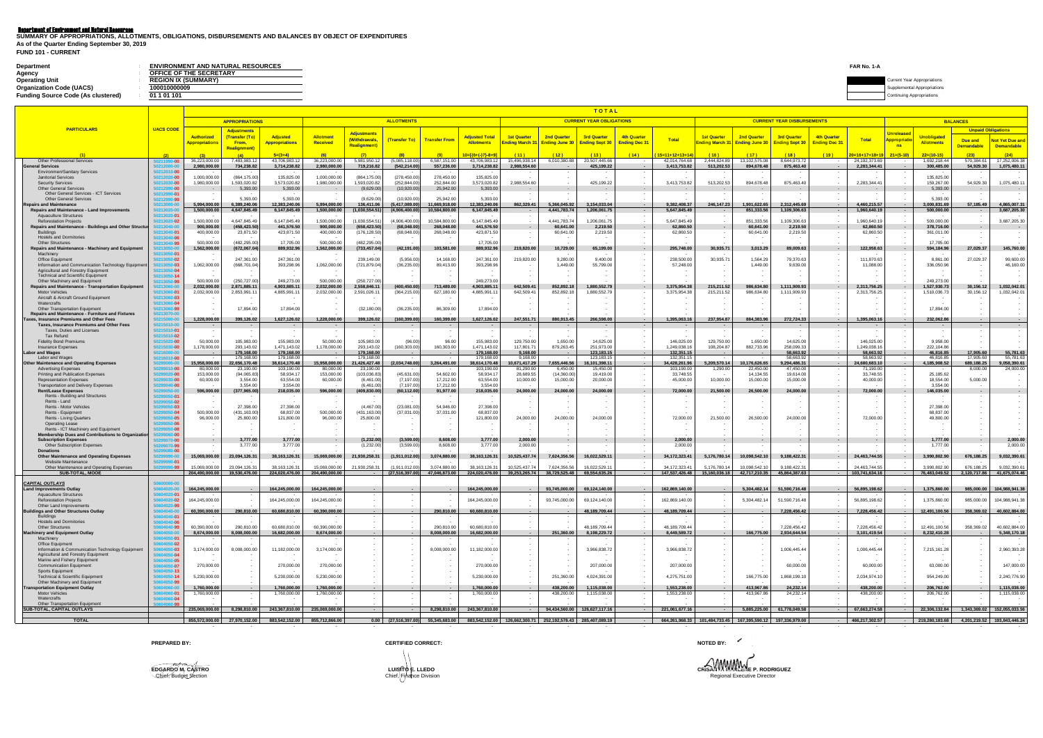Department of Environment and Natural Resources

**SUMMARY OF APPROPRIATIONS, ALLOTMENTS, OBLIGATIONS, DISBURSEMENTS AND BALANCES BY OBJECT OF EXPENDITURES**
**As of the Quarter Ending September 30, 2019**
**FUND 101 - CURRENT**

| | | |
|---|---|---|
| Department | : | ENVIRONMENT AND NATURAL RESOURCES |
| Agency | : | OFFICE OF THE SECRETARY |
| Operating Unit | : | REGION IX (SUMMARY) |
| Organization Code (UACS) | : | 100010000009 |
| Funding Source Code (As clustered) | : | 01 1 01 101 |

FAR No. 1-A

Current Year Appropriations
Supplemental Appropriations
Continuing Appropriations

| PARTICULARS | UACS CODE | APPROPRIATIONS: Authorized Appropriations | APPROPRIATIONS: Adjustments (Transfer (To) From, Realignment) | APPROPRIATIONS: Adjusted Appropriations | ALLOTMENTS: Allotment Received | ALLOTMENTS: Adjustments (Withdrawals, Realignment) | ALLOTMENTS: (Transfer To) | ALLOTMENTS: Transfer From | ALLOTMENTS: Adjusted Total Allotments | CURRENT YEAR OBLIGATIONS: 1st Quarter Ending March 31 | CURRENT YEAR OBLIGATIONS: 2nd Quarter Ending June 30 | CURRENT YEAR OBLIGATIONS: 3rd Quarter Ending Sept 30 | CURRENT YEAR OBLIGATIONS: 4th Quarter Ending Dec 31 | CURRENT YEAR OBLIGATIONS: Total | CURRENT YEAR DISBURSEMENTS: 1st Quarter Ending March 31 | CURRENT YEAR DISBURSEMENTS: 2nd Quarter Ending June 30 | CURRENT YEAR DISBURSEMENTS: 3rd Quarter Ending Sept 30 | CURRENT YEAR DISBURSEMENTS: 4th Quarter Ending Dec 31 | CURRENT YEAR DISBURSEMENTS: Total | BALANCES: Unreleased Appropriations | BALANCES: Unobligated Allotments | BALANCES: Unpaid Obligations: Due and Demandable | BALANCES: Unpaid Obligations: Not Yet Due and Demandable |
|---|---|---|---|---|---|---|---|---|---|---|---|---|---|---|---|---|---|---|---|---|---|---|---|
| (1) | (2) | (3) | (4) | 5=(3+4) | (6) | (7) | (8) | (9) | 10=[(6+(-)7)-8+9] | (11) | (12) | (13) | (14) | 15=11+12+13+14 | (16) | (17) | (18) | (19) | 20=16+17+18+19 | 21=(5-10) | 22=(10-15) | (23) | (24) |
| Other Professional Services | 50211990-00 | 36,223,000.00 | 7,483,983.12 | 43,706,983.12 | 36,223,000.00 | 5,981,950.12 | (5,085,118.00) | 6,587,151.00 | 43,706,983.12 | 15,496,938.14 | 6,010,380.88 | 20,507,445.66 | - | 42,014,764.68 | 2,444,824.89 | 13,102,575.08 | 8,644,973.72 | - | 24,192,373.69 | - | 1,692,218.44 | 570,384.61 | 17,252,006.38 |
| **General Services** | 50212000-00 | 2,980,000.00 | 734,238.82 | 3,714,238.82 | 2,980,000.00 | 719,216.82 | (542,214.00) | 557,236.00 | 3,714,238.82 | 2,988,554.60 | - | 425,199.22 | - | 3,413,753.82 | 513,202.53 | 894,678.48 | 875,463.40 | - | 2,283,344.41 | - | 300,485.00 | 54,929.30 | 1,075,480.11 |
| Environment/Sanitary Services | 50212010-00 | | | | | | | | | | | | | | | | | | | | | | |
| Janitorial Services | 50212020-00 | 1,000,000.00 | (864,175.00) | 135,825.00 | 1,000,000.00 | (864,175.00) | (278,450.00) | 278,450.00 | 135,825.00 | - | - | - | - | - | - | - | - | - | - | - | 135,825.00 | - | - |
| Security Services | 50212030-00 | 1,980,000.00 | 1,593,020.82 | 3,573,020.82 | 1,980,000.00 | 1,593,020.82 | (252,844.00) | 252,844.00 | 3,573,020.82 | 2,988,554.60 | - | 425,199.22 | - | 3,413,753.82 | 513,202.53 | 894,678.48 | 875,463.40 | - | 2,283,344.41 | - | 159,267.00 | 54,929.30 | 1,075,480.11 |
| Other General Services | 50212990-00 | - | 5,393.00 | 5,393.00 | - | (9,629.00) | (10,920.00) | 25,942.00 | 5,393.00 | - | - | - | - | - | - | - | - | - | - | - | 5,393.00 | - | - |
| Other General Services - ICT Services | 50212990-01 | | | | | | | | | | | | | | | | | | | | | | |
| Other General Services | 50212990-99 | - | 5,393.00 | 5,393.00 | - | (9,629.00) | (10,920.00) | 25,942.00 | 5,393.00 | - | - | - | - | - | - | - | - | - | - | - | 5,393.00 | - | - |
| **Repairs and Maintenance** | 50213000-00 | 5,994,000.00 | 6,389,240.06 | 12,383,240.06 | 5,994,000.00 | 136,411.06 | (5,417,089.00) | 11,669,918.00 | 12,383,240.06 | 862,329.41 | 5,366,045.92 | 3,154,033.04 | - | 9,382,408.37 | 246,147.23 | 1,901,622.65 | 2,312,445.69 | - | 4,460,215.57 | - | 3,000,831.69 | 57,185.49 | 4,865,007.31 |
| Repairs and Maintenance - Land Improvements | 50213020-00 | 1,500,000.00 | 4,647,845.49 | 6,147,845.49 | 1,500,000.00 | (1,030,554.51) | (4,906,400.00) | 10,584,800.00 | 6,147,845.49 | - | 4,441,783.74 | 1,206,061.75 | - | 5,647,845.49 | - | 851,333.56 | 1,109,306.63 | - | 1,960,640.19 | - | 500,000.00 | - | 3,687,205.30 |
| Aquaculture Structures | 50213020-01 | | | | | | | | | | | | | | | | | | | | | | |
| Reforestation Projects | 50213020-02 | 1,500,000.00 | 4,647,845.49 | 6,147,845.49 | 1,500,000.00 | (1,030,554.51) | (4,906,400.00) | 10,584,800.00 | 6,147,845.49 | - | 4,441,783.74 | 1,206,061.75 | - | 5,647,845.49 | - | 851,333.56 | 1,109,306.63 | - | 1,960,640.19 | - | 500,000.00 | - | 3,687,205.30 |
| Repairs and Maintenance - Buildings and Other Structures | 50213040-00 | 900,000.00 | (458,423.50) | 441,576.50 | 900,000.00 | (658,423.50) | (68,048.00) | 268,048.00 | 441,576.50 | - | 60,641.00 | 2,219.50 | - | 62,860.50 | - | 60,641.00 | 2,219.50 | - | 62,860.50 | - | 378,716.00 | - | - |
| Buildings | 50213040-01 | 400,000.00 | 23,871.50 | 423,871.50 | 400,000.00 | (176,128.50) | (68,048.00) | 268,048.00 | 423,871.50 | - | 60,641.00 | 2,219.50 | - | 62,860.50 | - | 60,641.00 | 2,219.50 | - | 62,860.50 | - | 361,011.00 | - | - |
| Hostels and Dormitories | 50213040-06 | | | | | | | | | | | | | | | | | | | | | | |
| Other Structures | 50213040-99 | 500,000.00 | (482,295.00) | 17,705.00 | 500,000.00 | (482,295.00) | - | - | 17,705.00 | - | - | - | - | - | - | - | - | - | - | - | 17,705.00 | - | - |
| Repairs and Maintenance - Machinery and Equipment | 50213050-00 | 1,562,000.00 | (672,067.04) | 889,932.96 | 1,562,000.00 | (733,457.04) | (42,191.00) | 103,581.00 | 889,932.96 | 219,820.00 | 10,729.00 | 65,199.00 | - | 295,748.00 | 30,935.71 | 3,013.29 | 89,009.63 | - | 122,958.63 | - | 594,184.96 | 27,029.37 | 145,760.00 |
| Machinery | 50213050-01 | | | | | | | | | | | | | | | | | | | | | | |
| Office Equipment | 50213050-02 | - | 247,361.00 | 247,361.00 | - | 239,149.00 | (5,956.00) | 14,168.00 | 247,361.00 | 219,820.00 | 9,280.00 | 9,400.00 | - | 238,500.00 | 30,935.71 | 1,564.29 | 79,370.63 | - | 111,870.63 | - | 8,861.00 | 27,029.37 | 99,600.00 |
| Information and Communication Technology Equipment | 50213050-03 | 1,062,000.00 | (668,701.04) | 393,298.96 | 1,062,000.00 | (721,879.04) | (36,235.00) | 89,413.00 | 393,298.96 | - | 1,449.00 | 55,799.00 | - | 57,248.00 | - | 1,449.00 | 9,639.00 | - | 11,088.00 | - | 336,050.96 | - | 46,160.00 |
| Agricultural and Forestry Equipment | 50213050-04 | | | | | | | | | | | | | | | | | | | | | | |
| Technical and Scientific Equipment | 50213050-14 | | | | | | | | | | | | | | | | | | | | | | |
| Other Machinery and Equipment | 50213050-99 | 500,000.00 | (250,727.00) | 249,273.00 | 500,000.00 | (250,727.00) | - | - | 249,273.00 | - | - | - | - | - | - | - | - | - | - | - | 249,273.00 | - | - |
| Repairs and Maintenance - Transportation Equipment | 50213060-00 | 2,032,000.00 | 2,871,885.11 | 4,903,885.11 | 2,032,000.00 | 2,558,846.11 | (400,450.00) | 713,489.00 | 4,903,885.11 | 642,509.41 | 852,892.18 | 1,880,552.79 | - | 3,375,954.38 | 215,211.52 | 986,634.80 | 1,111,909.93 | - | 2,313,756.25 | - | 1,527,930.73 | 30,156.12 | 1,032,042.01 |
| Motor Vehicles | 50213060-01 | 2,032,000.00 | 2,853,991.11 | 4,885,991.11 | 2,032,000.00 | 2,591,026.11 | (364,215.00) | 627,180.00 | 4,885,991.11 | 642,509.41 | 852,892.18 | 1,880,552.79 | - | 3,375,954.38 | 215,211.52 | 986,634.80 | 1,111,909.93 | - | 2,313,756.25 | - | 1,510,036.73 | 30,156.12 | 1,032,042.01 |
| Aircraft & Aircraft Ground Equipment | 50213060-03 | | | | | | | | | | | | | | | | | | | | | | |
| Watercrafts | 50213060-04 | | | | | | | | | | | | | | | | | | | | | | |
| Other Transportation Equipment | 50213060-99 | - | 17,894.00 | 17,894.00 | - | (32,180.00) | (36,235.00) | 86,309.00 | 17,894.00 | - | - | - | - | - | - | - | - | - | - | - | 17,894.00 | - | - |
| Repairs and Maintenance - Furniture and Fixtures | 50213070-00 | | | | | | | | | | | | | | | | | | | | | | |
| **Taxes, Insurance Premiums and Other Fees** | 50215000-00 | 1,228,000.00 | 399,126.02 | 1,627,126.02 | 1,228,000.00 | 399,126.02 | (160,399.00) | 160,399.00 | 1,627,126.02 | 247,551.71 | 880,913.45 | 266,598.00 | - | 1,395,063.16 | 237,954.87 | 884,383.96 | 272,724.33 | - | 1,395,063.16 | - | 232,062.86 | - | - |
| Taxes, Insurance Premiums and Other Fees | 50215010-00 | - | - | - | - | - | - | - | - | - | - | - | - | - | - | - | - | - | - | - | - | - | - |
| Taxes, Duties and Licenses | 50215010-01 | | | | | | | | | | | | | | | | | | | | | | |
| Tax Refund | 50215010-02 | | | | | | | | | | | | | | | | | | | | | | |
| Fidelity Bond Premiums | 50215020-00 | 50,000.00 | 105,983.00 | 155,983.00 | 50,000.00 | 105,983.00 | (96.00) | 96.00 | 155,983.00 | 129,750.00 | 1,650.00 | 14,625.00 | - | 146,025.00 | 129,750.00 | 1,650.00 | 14,625.00 | - | 146,025.00 | - | 9,958.00 | - | - |
| Insurance Expenses | 50215030-00 | 1,178,000.00 | 293,143.02 | 1,471,143.02 | 1,178,000.00 | 293,143.02 | (160,303.00) | 160,303.00 | 1,471,143.02 | 117,801.71 | 879,263.45 | 251,973.00 | - | 1,249,038.16 | 108,204.87 | 882,733.96 | 258,099.33 | - | 1,249,038.16 | - | 222,104.86 | - | - |
| **Labor and Wages** | 50216000-00 | - | 179,168.00 | 179,168.00 | - | 179,168.00 | - | - | 179,168.00 | 9,168.00 | - | 123,183.15 | - | 132,351.15 | - | - | 58,663.92 | - | 58,663.92 | - | 46,816.85 | 17,905.60 | 55,781.63 |
| Labor and Wages | 50216010-00 | - | 179,168.00 | 179,168.00 | - | 179,168.00 | - | - | 179,168.00 | 9,168.00 | - | 123,183.15 | - | 132,351.15 | - | - | 58,663.92 | - | 58,663.92 | - | 46,816.85 | 17,905.60 | 55,781.63 |
| **Other Maintenance and Operating Expenses** | 50299000-00 | 15,958,000.00 | 22,656,170.48 | 38,614,170.48 | 15,958,000.00 | 21,426,427.48 | (2,034,748.00) | 3,264,491.00 | 38,614,170.48 | 10,671,417.29 | 7,655,446.56 | 16,101,398.11 | - | 34,428,261.96 | 5,209,570.14 | 10,176,626.65 | 9,294,486.31 | - | 24,680,683.10 | - | 4,185,908.52 | 689,188.25 | 9,058,390.61 |
| Advertising Expenses | 50299010-00 | 80,000.00 | 23,190.00 | 103,190.00 | 80,000.00 | 23,190.00 | - | - | 103,190.00 | 81,290.00 | 6,450.00 | 15,450.00 | - | 103,190.00 | 1,290.00 | 22,450.00 | 47,450.00 | - | 71,190.00 | - | - | 8,000.00 | 24,000.00 |
| Printing and Publication Expenses | 50299020-00 | 153,000.00 | (94,065.83) | 58,934.17 | 153,000.00 | (103,036.83) | (45,631.00) | 54,602.00 | 58,934.17 | 28,689.55 | (14,360.00) | 19,419.00 | - | 33,748.55 | - | 14,134.55 | 19,614.00 | - | 33,748.55 | - | 25,185.62 | - | - |
| Representation Expenses | 50299030-00 | 60,000.00 | 3,554.00 | 63,554.00 | 60,000.00 | (6,461.00) | (7,197.00) | 17,212.00 | 63,554.00 | 10,000.00 | 15,000.00 | 20,000.00 | - | 45,000.00 | 10,000.00 | 15,000.00 | 15,000.00 | - | 40,000.00 | - | 18,554.00 | 5,000.00 | - |
| Transportation and Delivery Expenses | 50299040-00 | - | 3,554.00 | 3,554.00 | - | (6,461.00) | (7,197.00) | 17,212.00 | 3,554.00 | - | - | - | - | - | - | - | - | - | - | - | 3,554.00 | - | - |
| **Rent/Lease Expenses** | 50299050-00 | 596,000.00 | (377,965.00) | 218,035.00 | 596,000.00 | (409,830.00) | (60,112.00) | 91,977.00 | 218,035.00 | 24,000.00 | 24,000.00 | 24,000.00 | - | 72,000.00 | 21,500.00 | 26,500.00 | 24,000.00 | - | 72,000.00 | - | 146,035.00 | - | - |
| Rents - Building and Structures | 50299050-01 | | | | | | | | | | | | | | | | | | | | | | |
| Rents - Land | 50299050-02 | | | | | | | | | | | | | | | | | | | | | | |
| Rents - Motor Vehicles | 50299050-03 | - | 27,398.00 | 27,398.00 | - | (4,467.00) | (23,081.00) | 54,946.00 | 27,398.00 | - | - | - | - | - | - | - | - | - | - | - | 27,398.00 | - | - |
| Rents - Equipment | 50299050-04 | 500,000.00 | (431,163.00) | 68,837.00 | 500,000.00 | (431,163.00) | (37,031.00) | 37,031.00 | 68,837.00 | - | - | - | - | - | - | - | - | - | - | - | 68,837.00 | - | - |
| Rents - Living Quarters | 50299050-05 | 96,000.00 | 25,800.00 | 121,800.00 | 96,000.00 | 25,800.00 | - | - | 121,800.00 | 24,000.00 | 24,000.00 | 24,000.00 | - | 72,000.00 | 21,500.00 | 26,500.00 | 24,000.00 | - | 72,000.00 | - | 49,800.00 | - | - |
| Operating Lease | 50299050-06 | | | | | | | | | | | | | | | | | | | | | | |
| Rents - ICT Machinery and Equipment | 50299050-08 | | | | | | | | | | | | | | | | | | | | | | |
| Membership Dues and Contributions to Organizations | 50299060-00 | | | | | | | | | | | | | | | | | | | | | | |
| **Subscription Expenses** | 50299070-00 | - | 3,777.00 | 3,777.00 | - | (1,232.00) | (3,599.00) | 8,608.00 | 3,777.00 | 2,000.00 | - | - | - | 2,000.00 | - | - | - | - | - | - | 1,777.00 | - | 2,000.00 |
| Other Subscription Expenses | 50299070-99 | - | 3,777.00 | 3,777.00 | - | (1,232.00) | (3,599.00) | 8,608.00 | 3,777.00 | 2,000.00 | - | - | - | 2,000.00 | - | - | - | - | - | - | 1,777.00 | - | 2,000.00 |
| **Donations** | 50299080-00 | | | | | | | | | | | | | | | | | | | | | | |
| **Other Maintenance and Operating Expenses** | 50299990-00 | 15,069,000.00 | 23,094,126.31 | 38,163,126.31 | 15,069,000.00 | 21,930,258.31 | (1,911,012.00) | 3,074,880.00 | 38,163,126.31 | 10,525,437.74 | 7,624,356.56 | 16,022,529.11 | - | 34,172,323.41 | 5,176,780.14 | 10,098,542.10 | 9,188,422.31 | - | 24,463,744.55 | - | 3,990,802.90 | 676,188.25 | 9,032,390.61 |
| Website Maintenance | 50299990-01 | | | | | | | | | | | | | | | | | | | | | | |
| Other Maintenance and Operating Expenses | 50299990-99 | 15,069,000.00 | 23,094,126.31 | 38,163,126.31 | 15,069,000.00 | 21,930,258.31 | (1,911,012.00) | 3,074,880.00 | 38,163,126.31 | 10,525,437.74 | 7,624,356.56 | 16,022,529.11 | - | 34,172,323.41 | 5,176,780.14 | 10,098,542.10 | 9,188,422.31 | - | 24,463,744.55 | - | 3,990,802.90 | 676,188.25 | 9,032,390.61 |
| **SUB-TOTAL, MOOE** | | 204,490,000.00 | 19,530,476.00 | 224,020,476.00 | 204,490,000.00 | - | (27,516,397.00) | 47,046,873.00 | 224,020,476.00 | 39,253,265.74 | 38,729,525.48 | 69,554,635.26 | - | 147,537,426.48 | 15,160,036.18 | 42,717,210.35 | 45,864,387.63 | - | 103,741,634.16 | - | 76,483,049.52 | 2,120,717.86 | 41,675,074.46 |
| ***CAPITAL OUTLAYS*** | 50600000-00 | | | | | | | | | | | | | | | | | | | | | | |
| **Land Improvements Outlay** | 50604020-00 | 164,245,000.00 | - | 164,245,000.00 | 164,245,000.00 | - | - | - | 164,245,000.00 | - | 93,745,000.00 | 69,124,140.00 | - | 162,869,140.00 | - | 5,304,482.14 | 51,590,716.48 | - | 56,895,198.62 | - | 1,375,860.00 | 985,000.00 | 104,988,941.38 |
| Aquaculture Structures | 50604020-01 | | | | | | | | | | | | | | | | | | | | | | |
| Reforestation Projects | 50604020-02 | 164,245,000.00 | - | 164,245,000.00 | 164,245,000.00 | - | - | - | 164,245,000.00 | - | 93,745,000.00 | 69,124,140.00 | - | 162,869,140.00 | - | 5,304,482.14 | 51,590,716.48 | - | 56,895,198.62 | - | 1,375,860.00 | 985,000.00 | 104,988,941.38 |
| Other Land Improvements | 50604020-99 | | | | | | | | | | | | | | | | | | | | | | |
| **Buildings and Other Structures Outlay** | 50604040-00 | 60,390,000.00 | 290,810.00 | 60,680,810.00 | 60,390,000.00 | - | - | 290,810.00 | 60,680,810.00 | - | - | 48,189,709.44 | - | 48,189,709.44 | - | - | 7,228,456.42 | - | 7,228,456.42 | - | 12,491,100.56 | 358,369.02 | 40,602,884.00 |
| Buildings | 50604040-01 | | | | | | | | | | | | | | | | | | | | | | |
| Hostels and Dormitories | 50604040-06 | | | | | | | | | | | | | | | | | | | | | | |
| Other Structures | 50604040-99 | 60,390,000.00 | 290,810.00 | 60,680,810.00 | 60,390,000.00 | - | - | 290,810.00 | 60,680,810.00 | - | - | 48,189,709.44 | - | 48,189,709.44 | - | - | 7,228,456.42 | - | 7,228,456.42 | - | 12,491,100.56 | 358,369.02 | 40,602,884.00 |
| **Machinery and Equipment Outlay** | 50604050-00 | 8,674,000.00 | 8,008,000.00 | 16,682,000.00 | 8,674,000.00 | - | - | 8,008,000.00 | 16,682,000.00 | - | 251,360.00 | 8,198,229.72 | - | 8,449,589.72 | - | 166,775.00 | 2,934,644.54 | - | 3,101,419.54 | - | 8,232,410.28 | - | 5,348,170.18 |
| Machinery | 50604050-01 | | | | | | | | | | | | | | | | | | | | | | |
| Office Equipment | 50604050-02 | | | | | | | | | | | | | | | | | | | | | | |
| Information & Communication Technology Equipment | 50604050-03 | 3,174,000.00 | 8,008,000.00 | 11,182,000.00 | 3,174,000.00 | - | - | 8,008,000.00 | 11,182,000.00 | - | - | 3,966,838.72 | - | 3,966,838.72 | - | - | 1,006,445.44 | - | 1,006,445.44 | - | 7,215,161.28 | - | 2,960,393.28 |
| Agricultural and Forestry Equipment | 50604050-04 | | | | | | | | | | | | | | | | | | | | | | |
| Marine and Fishery Equipment | 50604050-05 | | | | | | | | | | | | | | | | | | | | | | |
| Communication Equipment | 50604050-07 | 270,000.00 | - | 270,000.00 | 270,000.00 | - | - | - | 270,000.00 | - | - | 207,000.00 | - | 207,000.00 | - | - | 60,000.00 | - | 60,000.00 | - | 63,000.00 | - | 147,000.00 |
| Sports Equipment | 50604050-13 | | | | | | | | | | | | | | | | | | | | | | |
| Technical & Scientific Equipment | 50604050-14 | 5,230,000.00 | - | 5,230,000.00 | 5,230,000.00 | - | - | - | 5,230,000.00 | - | 251,360.00 | 4,024,391.00 | - | 4,275,751.00 | - | 166,775.00 | 1,868,199.10 | - | 2,034,974.10 | - | 954,249.00 | - | 2,240,776.90 |
| Other Machinery and Equipment | 50604050-99 | | | | | | | | | | | | | | | | | | | | | | |
| **Transportation Equipment Outlay** | 50604060-00 | 1,760,000.00 | - | 1,760,000.00 | 1,760,000.00 | - | - | - | 1,760,000.00 | - | 438,200.00 | 1,115,038.00 | - | 1,553,238.00 | - | 413,967.86 | 24,232.14 | - | 438,200.00 | - | 206,762.00 | - | 1,115,038.00 |
| Motor Vehicles | 50604060-01 | 1,760,000.00 | - | 1,760,000.00 | 1,760,000.00 | - | - | - | 1,760,000.00 | - | 438,200.00 | 1,115,038.00 | - | 1,553,238.00 | - | 413,967.86 | 24,232.14 | - | 438,200.00 | - | 206,762.00 | - | 1,115,038.00 |
| Watercrafts | 50604060-04 | | | | | | | | | | | | | | | | | | | | | | |
| Other Transportation Equipment | 50604060-99 | | | | | | | | | | | | | | | | | | | | | | |
| **SUB-TOTAL, CAPITAL OUTLAYS** | | 235,069,000.00 | 8,298,810.00 | 243,367,810.00 | 235,069,000.00 | - | - | 8,298,810.00 | 243,367,810.00 | - | 94,434,560.00 | 126,627,117.16 | - | 221,061,677.16 | - | 5,885,225.00 | 61,778,049.58 | - | 67,663,274.58 | - | 22,306,132.84 | 1,343,369.02 | 152,055,033.56 |
| **TOTAL** | | 855,572,000.00 | 27,970,152.00 | 883,542,152.00 | 855,712,866.00 | 0.00 | (27,516,397.00) | 55,345,683.00 | 883,542,152.00 | 126,662,300.71 | 252,192,578.43 | 285,407,089.19 | - | 664,261,968.33 | 101,484,733.45 | 167,395,590.12 | 197,336,979.00 | - | 466,217,302.57 | - | 219,280,183.68 | 4,201,219.52 | 193,843,446.24 |

**PREPARED BY:**

EDGARDO M. CASTRO
Chief, Budget Section

**CERTIFIED CORRECT:**

LUISITO E. LLEDO
Chief, Finance Division

**NOTED BY:**

CRISANTA MARLENE P. RODRIGUEZ
Regional Executive Director